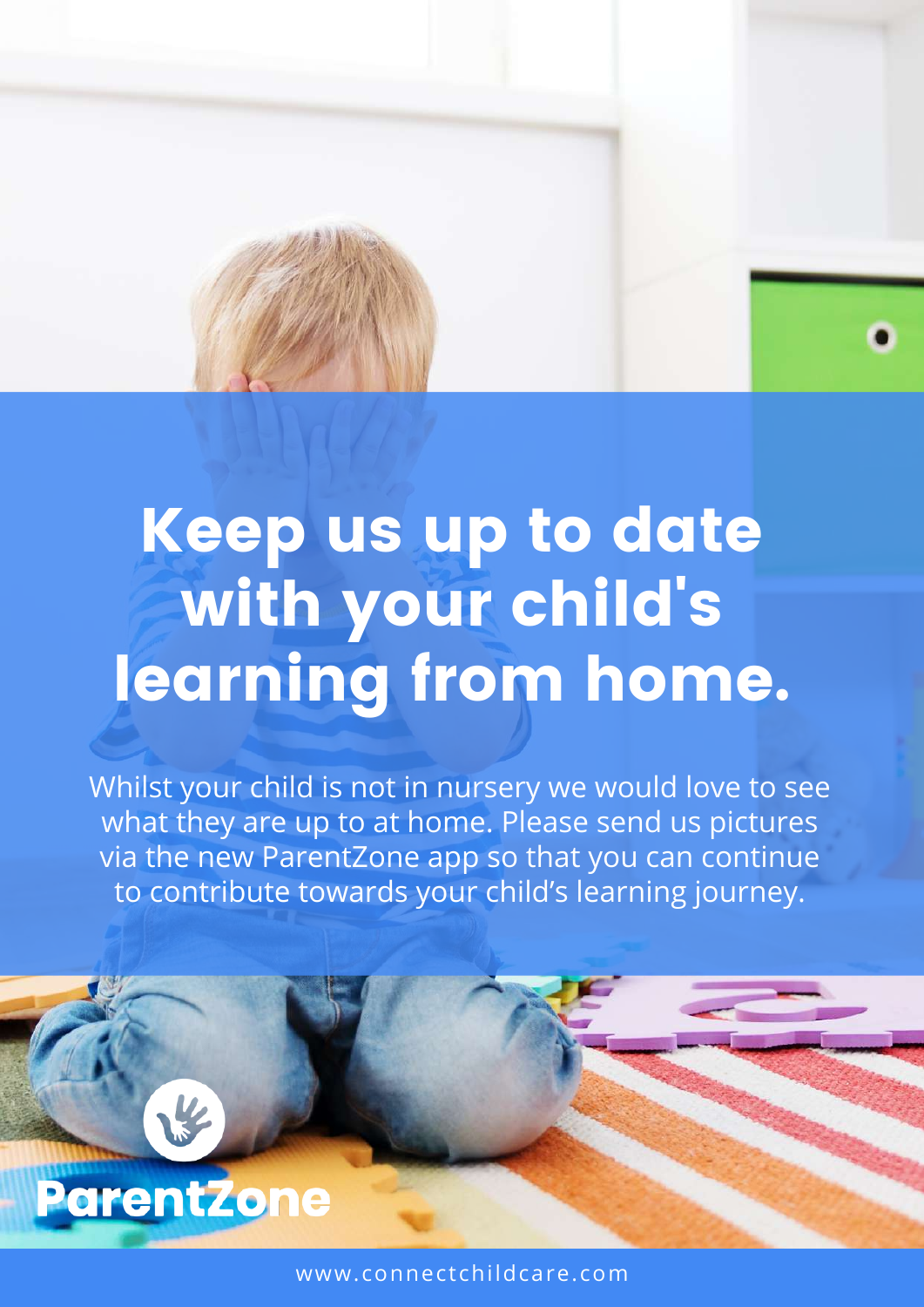# Keep us up to date with your child's learning from home.

Whilst your child is not in nursery we would love to see what they are up to at home. Please send us pictures via the new ParentZone app so that you can continue to contribute towards your child's learning journey.

ParentZone

www.connectchildcare.com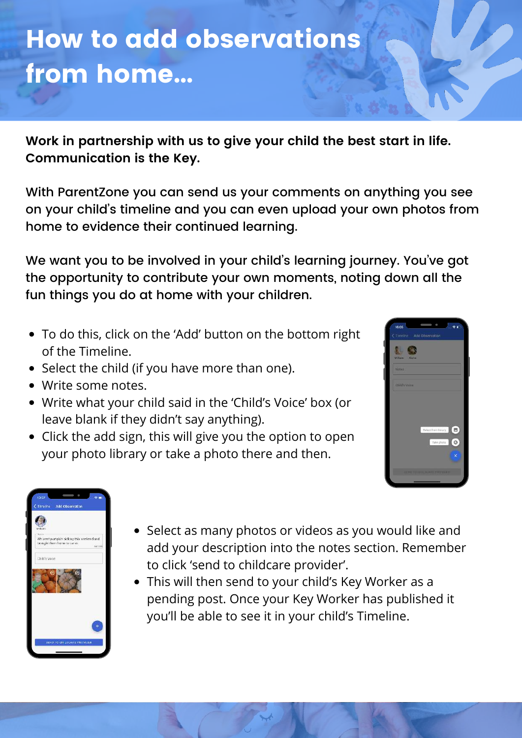# How to add observations from home...

**Work in partnership with us to give your child the best start in life. Communication is the Key.**

With ParentZone you can send us your comments on anything you see on your child's timeline and you can even upload your own photos from home to evidence their continued learning.

We want you to be involved in your child's learning journey. You've got the opportunity to contribute your own moments, noting down all the fun things you do at home with your children.

- To do this, click on the 'Add' button on the bottom right of the Timeline.
- Select the child (if you have more than one).
- Write some notes.
- Write what your child said in the 'Child's Voice' box (or leave blank if they didn't say anything).
- Click the add sign, this will give you the option to open your photo library or take a photo there and then.

- Select as many photos or videos as you would like and add your description into the notes section. Remember to click 'send to childcare provider'.
- This will then send to your child's Key Worker as a pending post. Once your Key Worker has published it you'll be able to see it in your child's Timeline.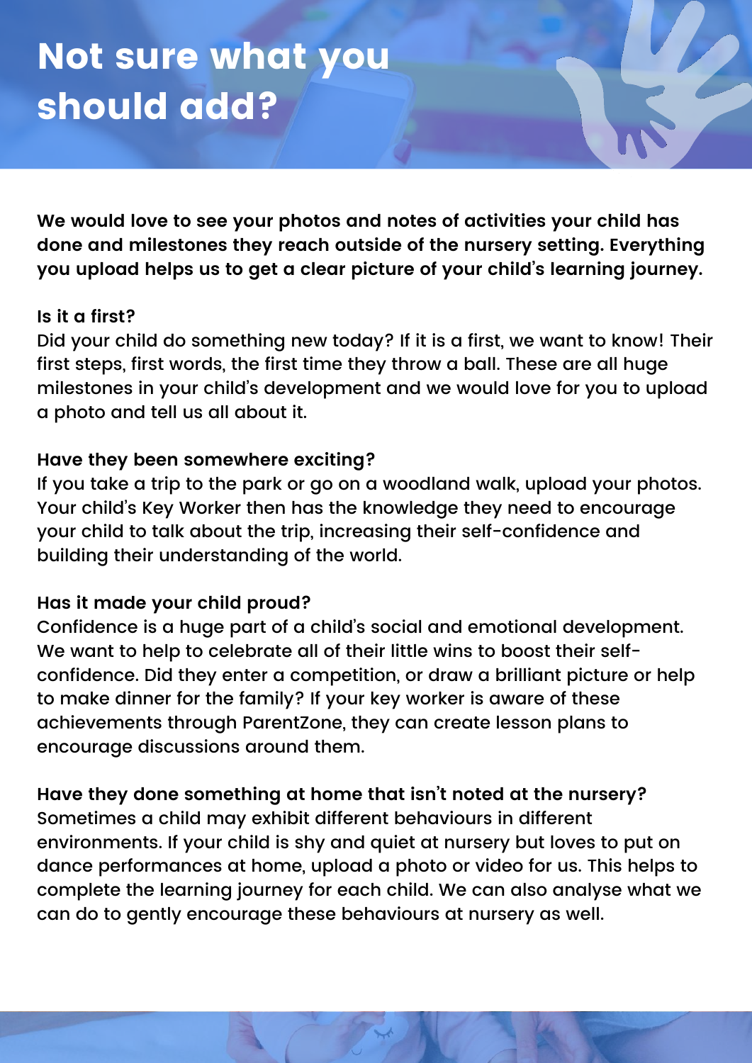# Not sure what you should add?

**We would love to see your photos and notes of activities your child has done and milestones they reach outside of the nursery setting. Everything you upload helps us to get a clear picture of your child's learning journey.**

**Is it a first?**

Did your child do something new today? If it is a first, we want to know! Their first steps, first words, the first time they throw a ball. These are all huge milestones in your child's development and we would love for you to upload a photo and tell us all about it.

**Have they been somewhere exciting?**

If you take a trip to the park or go on a woodland walk, upload your photos. Your child's Key Worker then has the knowledge they need to encourage your child to talk about the trip, increasing their self-confidence and building their understanding of the world.

**Has it made your child proud?**

Confidence is a huge part of a child's social and emotional development. We want to help to celebrate all of their little wins to boost their self-confidence. Did they enter a competition, or draw a brilliant picture or help to make dinner for the family? If your key worker is aware of these achievements through ParentZone, they can create lesson plans to encourage discussions around them.

**Have they done something at home that isn't noted at the nursery?**

Sometimes a child may exhibit different behaviours in different environments. If your child is shy and quiet at nursery but loves to put on dance performances at home, upload a photo or video for us. This helps to complete the learning journey for each child. We can also analyse what we can do to gently encourage these behaviours at nursery as well.